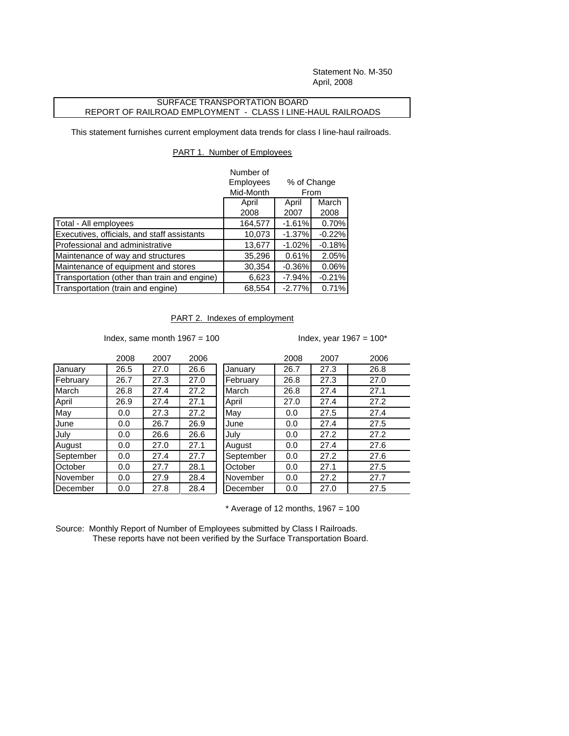Statement No. M-350
April, 2008

SURFACE TRANSPORTATION BOARD
REPORT OF RAILROAD EMPLOYMENT - CLASS I LINE-HAUL RAILROADS

This statement furnishes current employment data trends for class I line-haul railroads.

PART 1. Number of Employees

| | Number of Employees Mid-Month | % of Change From | |
|---|---|---|---|
| | April 2008 | April 2007 | March 2008 |
| Total - All employees | 164,577 | -1.61% | 0.70% |
| Executives, officials, and staff assistants | 10,073 | -1.37% | -0.22% |
| Professional and administrative | 13,677 | -1.02% | -0.18% |
| Maintenance of way and structures | 35,296 | 0.61% | 2.05% |
| Maintenance of equipment and stores | 30,354 | -0.36% | 0.06% |
| Transportation (other than train and engine) | 6,623 | -7.94% | -0.21% |
| Transportation (train and engine) | 68,554 | -2.77% | 0.71% |

PART 2. Indexes of employment

Index, same month 1967 = 100

| | 2008 | 2007 | 2006 |
|---|---|---|---|
| January | 26.5 | 27.0 | 26.6 |
| February | 26.7 | 27.3 | 27.0 |
| March | 26.8 | 27.4 | 27.2 |
| April | 26.9 | 27.4 | 27.1 |
| May | 0.0 | 27.3 | 27.2 |
| June | 0.0 | 26.7 | 26.9 |
| July | 0.0 | 26.6 | 26.6 |
| August | 0.0 | 27.0 | 27.1 |
| September | 0.0 | 27.4 | 27.7 |
| October | 0.0 | 27.7 | 28.1 |
| November | 0.0 | 27.9 | 28.4 |
| December | 0.0 | 27.8 | 28.4 |

Index, year 1967 = 100*

| | 2008 | 2007 | 2006 |
|---|---|---|---|
| January | 26.7 | 27.3 | 26.8 |
| February | 26.8 | 27.3 | 27.0 |
| March | 26.8 | 27.4 | 27.1 |
| April | 27.0 | 27.4 | 27.2 |
| May | 0.0 | 27.5 | 27.4 |
| June | 0.0 | 27.4 | 27.5 |
| July | 0.0 | 27.2 | 27.2 |
| August | 0.0 | 27.4 | 27.6 |
| September | 0.0 | 27.2 | 27.6 |
| October | 0.0 | 27.1 | 27.5 |
| November | 0.0 | 27.2 | 27.7 |
| December | 0.0 | 27.0 | 27.5 |

\* Average of 12 months, 1967 = 100

Source: Monthly Report of Number of Employees submitted by Class I Railroads.
These reports have not been verified by the Surface Transportation Board.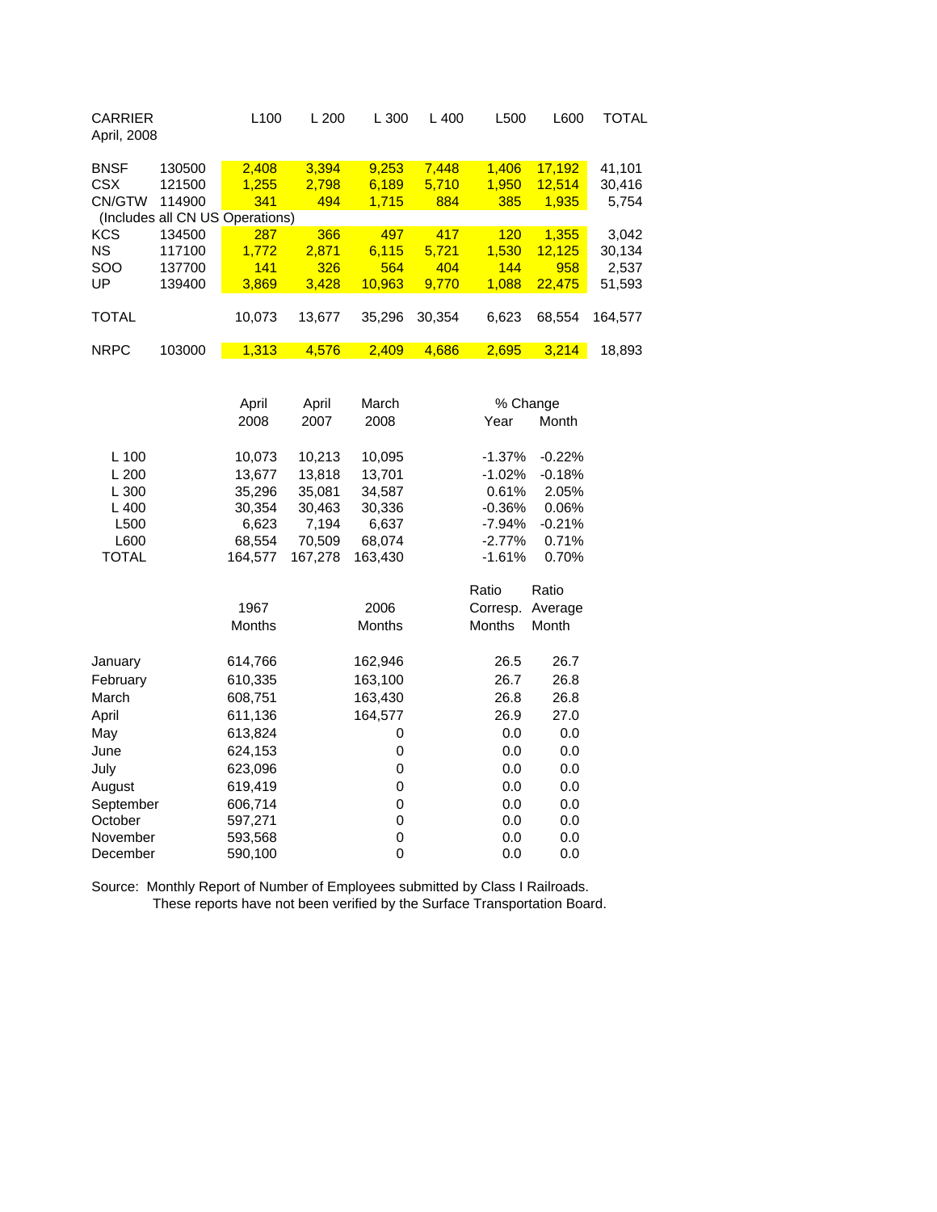| CARRIER<br>April, 2008 | | L100 | L 200 | L 300 | L 400 | L500 | L600 | TOTAL |
|---|---|---|---|---|---|---|---|---|
| BNSF | 130500 | 2,408 | 3,394 | 9,253 | 7,448 | 1,406 | 17,192 | 41,101 |
| CSX | 121500 | 1,255 | 2,798 | 6,189 | 5,710 | 1,950 | 12,514 | 30,416 |
| CN/GTW | 114900 | 341 | 494 | 1,715 | 884 | 385 | 1,935 | 5,754 |
| (Includes all CN US Operations) | | | | | | | | |
| KCS | 134500 | 287 | 366 | 497 | 417 | 120 | 1,355 | 3,042 |
| NS | 117100 | 1,772 | 2,871 | 6,115 | 5,721 | 1,530 | 12,125 | 30,134 |
| SOO | 137700 | 141 | 326 | 564 | 404 | 144 | 958 | 2,537 |
| UP | 139400 | 3,869 | 3,428 | 10,963 | 9,770 | 1,088 | 22,475 | 51,593 |
| TOTAL | | 10,073 | 13,677 | 35,296 | 30,354 | 6,623 | 68,554 | 164,577 |
| NRPC | 103000 | 1,313 | 4,576 | 2,409 | 4,686 | 2,695 | 3,214 | 18,893 |

| | April 2008 | April 2007 | March 2008 | % Change Year | % Change Month |
|---|---|---|---|---|---|
| L 100 | 10,073 | 10,213 | 10,095 | -1.37% | -0.22% |
| L 200 | 13,677 | 13,818 | 13,701 | -1.02% | -0.18% |
| L 300 | 35,296 | 35,081 | 34,587 | 0.61% | 2.05% |
| L 400 | 30,354 | 30,463 | 30,336 | -0.36% | 0.06% |
| L500 | 6,623 | 7,194 | 6,637 | -7.94% | -0.21% |
| L600 | 68,554 | 70,509 | 68,074 | -2.77% | 0.71% |
| TOTAL | 164,577 | 167,278 | 163,430 | -1.61% | 0.70% |

| | 1967 Months | 2006 Months | Ratio Corresp. Months | Ratio Average Month |
|---|---|---|---|---|
| January | 614,766 | 162,946 | 26.5 | 26.7 |
| February | 610,335 | 163,100 | 26.7 | 26.8 |
| March | 608,751 | 163,430 | 26.8 | 26.8 |
| April | 611,136 | 164,577 | 26.9 | 27.0 |
| May | 613,824 | 0 | 0.0 | 0.0 |
| June | 624,153 | 0 | 0.0 | 0.0 |
| July | 623,096 | 0 | 0.0 | 0.0 |
| August | 619,419 | 0 | 0.0 | 0.0 |
| September | 606,714 | 0 | 0.0 | 0.0 |
| October | 597,271 | 0 | 0.0 | 0.0 |
| November | 593,568 | 0 | 0.0 | 0.0 |
| December | 590,100 | 0 | 0.0 | 0.0 |

Source: Monthly Report of Number of Employees submitted by Class I Railroads.
These reports have not been verified by the Surface Transportation Board.